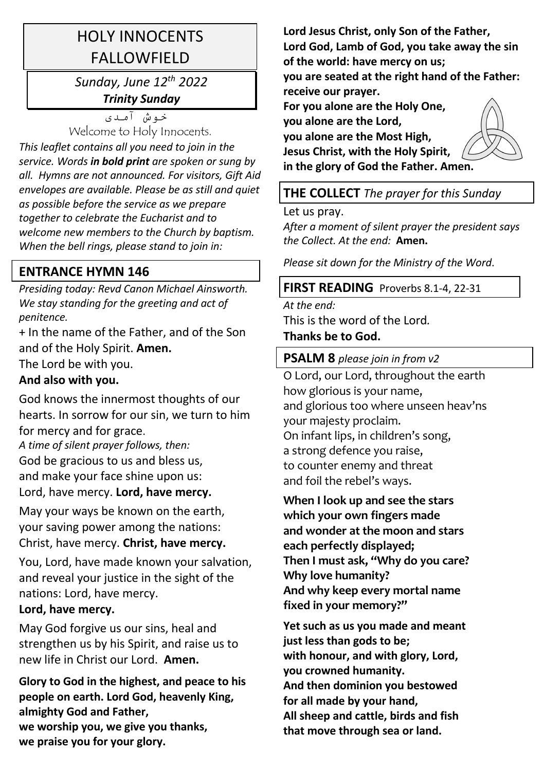# HOLY INNOCENTS FALLOWFIELD

*Sunday, June 12th 2022*
***Trinity Sunday***

خوش آمدی
Welcome to Holy Innocents.

*This leaflet contains all you need to join in the service. Words **in bold print** are spoken or sung by all. Hymns are not announced. For visitors, Gift Aid envelopes are available. Please be as still and quiet as possible before the service as we prepare together to celebrate the Eucharist and to welcome new members to the Church by baptism. When the bell rings, please stand to join in:*

## ENTRANCE HYMN 146

*Presiding today: Revd Canon Michael Ainsworth. We stay standing for the greeting and act of penitence.*

+ In the name of the Father, and of the Son and of the Holy Spirit. **Amen.**
The Lord be with you.
**And also with you.**

God knows the innermost thoughts of our hearts. In sorrow for our sin, we turn to him for mercy and for grace.
*A time of silent prayer follows, then:*
God be gracious to us and bless us, and make your face shine upon us:
Lord, have mercy. **Lord, have mercy.**

May your ways be known on the earth, your saving power among the nations:
Christ, have mercy. **Christ, have mercy.**

You, Lord, have made known your salvation, and reveal your justice in the sight of the nations: Lord, have mercy.
**Lord, have mercy.**

May God forgive us our sins, heal and strengthen us by his Spirit, and raise us to new life in Christ our Lord. **Amen.**

**Glory to God in the highest, and peace to his people on earth. Lord God, heavenly King, almighty God and Father,
we worship you, we give you thanks,
we praise you for your glory.
Lord Jesus Christ, only Son of the Father,
Lord God, Lamb of God, you take away the sin of the world: have mercy on us;
you are seated at the right hand of the Father: receive our prayer.
For you alone are the Holy One,
you alone are the Lord,
you alone are the Most High,
Jesus Christ, with the Holy Spirit,
in the glory of God the Father. Amen.**

## THE COLLECT *The prayer for this Sunday*

Let us pray.
*After a moment of silent prayer the president says the Collect. At the end:* **Amen.**

*Please sit down for the Ministry of the Word.*

## FIRST READING Proverbs 8.1-4, 22-31

*At the end:*
This is the word of the Lord.
**Thanks be to God.**

## PSALM 8 *please join in from v2*

O Lord, our Lord, throughout the earth
how glorious is your name,
and glorious too where unseen heav'ns
your majesty proclaim.
On infant lips, in children's song,
a strong defence you raise,
to counter enemy and threat
and foil the rebel's ways.

**When I look up and see the stars
which your own fingers made
and wonder at the moon and stars
each perfectly displayed;
Then I must ask, "Why do you care?
Why love humanity?
And why keep every mortal name
fixed in your memory?"**

**Yet such as us you made and meant
just less than gods to be;
with honour, and with glory, Lord,
you crowned humanity.
And then dominion you bestowed
for all made by your hand,
All sheep and cattle, birds and fish
that move through sea or land.**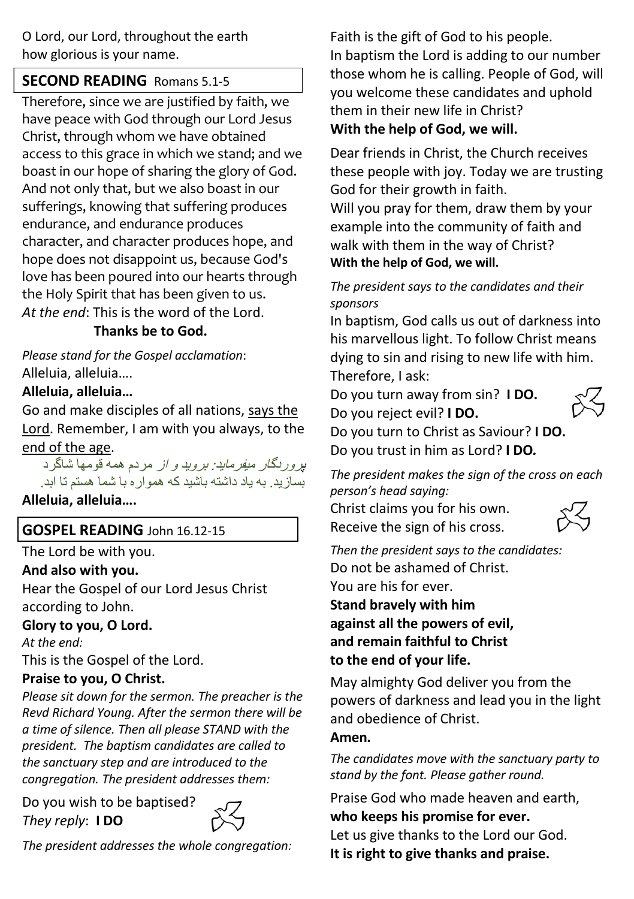O Lord, our Lord, throughout the earth
how glorious is your name.

## SECOND READING Romans 5.1-5

Therefore, since we are justified by faith, we have peace with God through our Lord Jesus Christ, through whom we have obtained access to this grace in which we stand; and we boast in our hope of sharing the glory of God. And not only that, but we also boast in our sufferings, knowing that suffering produces endurance, and endurance produces character, and character produces hope, and hope does not disappoint us, because God's love has been poured into our hearts through the Holy Spirit that has been given to us.
*At the end*: This is the word of the Lord.
**Thanks be to God.**

*Please stand for the Gospel acclamation*:
Alleluia, alleluia….
**Alleluia, alleluia…**
Go and make disciples of all nations, says the Lord. Remember, I am with you always, to the end of the age.

*پروردگار میفرماید: بروید و از* مردم همه قومها شاگرد بسازید. به یاد داشته باشید که همواره با شما هستم تا ابد.

**Alleluia, alleluia….**

## GOSPEL READING John 16.12-15

The Lord be with you.
**And also with you.**
Hear the Gospel of our Lord Jesus Christ according to John.
**Glory to you, O Lord.**
*At the end:*
This is the Gospel of the Lord.
**Praise to you, O Christ.**

*Please sit down for the sermon. The preacher is the Revd Richard Young. After the sermon there will be a time of silence. Then all please STAND with the president. The baptism candidates are called to the sanctuary step and are introduced to the congregation. The president addresses them:*

Do you wish to be baptised?
*They reply*: **I DO**

*The president addresses the whole congregation:*

Faith is the gift of God to his people.
In baptism the Lord is adding to our number those whom he is calling. People of God, will you welcome these candidates and uphold them in their new life in Christ?
**With the help of God, we will.**

Dear friends in Christ, the Church receives these people with joy. Today we are trusting God for their growth in faith.
Will you pray for them, draw them by your example into the community of faith and walk with them in the way of Christ?
**With the help of God, we will.**

*The president says to the candidates and their sponsors*

In baptism, God calls us out of darkness into his marvellous light. To follow Christ means dying to sin and rising to new life with him. Therefore, I ask:
Do you turn away from sin? **I DO.**
Do you reject evil? **I DO.**
Do you turn to Christ as Saviour? **I DO.**
Do you trust in him as Lord? **I DO.**

*The president makes the sign of the cross on each person's head saying:*

Christ claims you for his own.
Receive the sign of his cross.

*Then the president says to the candidates:*

Do not be ashamed of Christ.
You are his for ever.
**Stand bravely with him
against all the powers of evil,
and remain faithful to Christ
to the end of your life.**

May almighty God deliver you from the powers of darkness and lead you in the light and obedience of Christ.
**Amen.**

*The candidates move with the sanctuary party to stand by the font. Please gather round.*

Praise God who made heaven and earth,
**who keeps his promise for ever.**
Let us give thanks to the Lord our God.
**It is right to give thanks and praise.**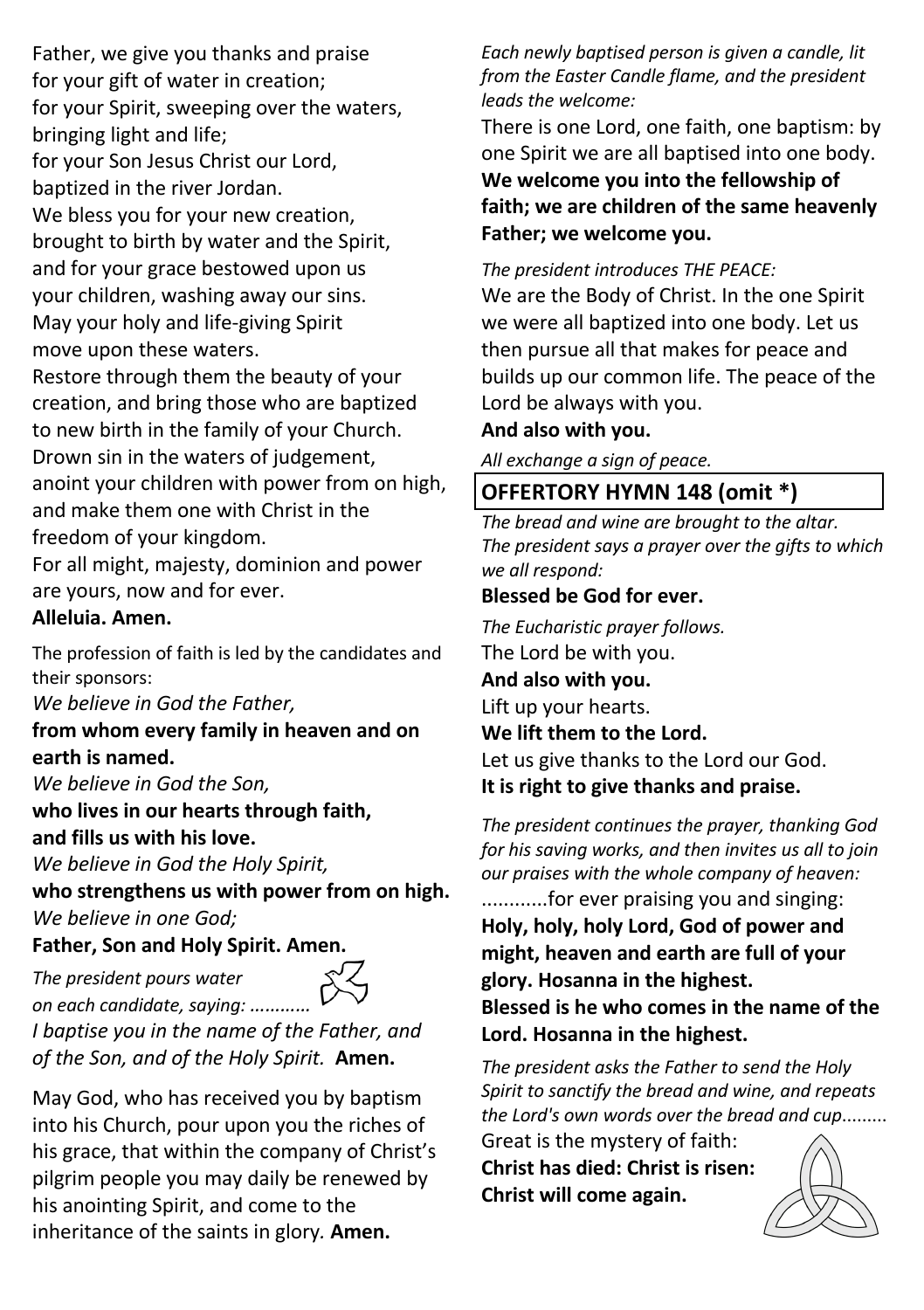Father, we give you thanks and praise
for your gift of water in creation;
for your Spirit, sweeping over the waters,
bringing light and life;
for your Son Jesus Christ our Lord,
baptized in the river Jordan.
We bless you for your new creation,
brought to birth by water and the Spirit,
and for your grace bestowed upon us
your children, washing away our sins.
May your holy and life-giving Spirit
move upon these waters.
Restore through them the beauty of your
creation, and bring those who are baptized
to new birth in the family of your Church.
Drown sin in the waters of judgement,
anoint your children with power from on high,
and make them one with Christ in the
freedom of your kingdom.
For all might, majesty, dominion and power
are yours, now and for ever.
**Alleluia. Amen.**

The profession of faith is led by the candidates and their sponsors:

*We believe in God the Father,*
**from whom every family in heaven and on earth is named.**
*We believe in God the Son,*
**who lives in our hearts through faith,
and fills us with his love.**
*We believe in God the Holy Spirit,*
**who strengthens us with power from on high.**
*We believe in one God;*
**Father, Son and Holy Spirit. Amen.**

*The president pours water on each candidate, saying: …………*

*I baptise you in the name of the Father, and of the Son, and of the Holy Spirit.* **Amen.**

May God, who has received you by baptism into his Church, pour upon you the riches of his grace, that within the company of Christ's pilgrim people you may daily be renewed by his anointing Spirit, and come to the inheritance of the saints in glory. **Amen.**

*Each newly baptised person is given a candle, lit from the Easter Candle flame, and the president leads the welcome:*

There is one Lord, one faith, one baptism: by one Spirit we are all baptised into one body.
**We welcome you into the fellowship of faith; we are children of the same heavenly Father; we welcome you.**

*The president introduces THE PEACE:*

We are the Body of Christ. In the one Spirit we were all baptized into one body. Let us then pursue all that makes for peace and builds up our common life. The peace of the Lord be always with you.
**And also with you.**

*All exchange a sign of peace.*

## OFFERTORY HYMN 148 (omit *)

*The bread and wine are brought to the altar. The president says a prayer over the gifts to which we all respond:*

**Blessed be God for ever.**

*The Eucharistic prayer follows.*

The Lord be with you.
**And also with you.**
Lift up your hearts.
**We lift them to the Lord.**
Let us give thanks to the Lord our God.
**It is right to give thanks and praise.**

*The president continues the prayer, thanking God for his saving works, and then invites us all to join our praises with the whole company of heaven:*

............for ever praising you and singing:
**Holy, holy, holy Lord, God of power and might, heaven and earth are full of your glory. Hosanna in the highest.
Blessed is he who comes in the name of the Lord. Hosanna in the highest.**

*The president asks the Father to send the Holy Spirit to sanctify the bread and wine, and repeats the Lord's own words over the bread and cup.........*

Great is the mystery of faith:
**Christ has died: Christ is risen:
Christ will come again.**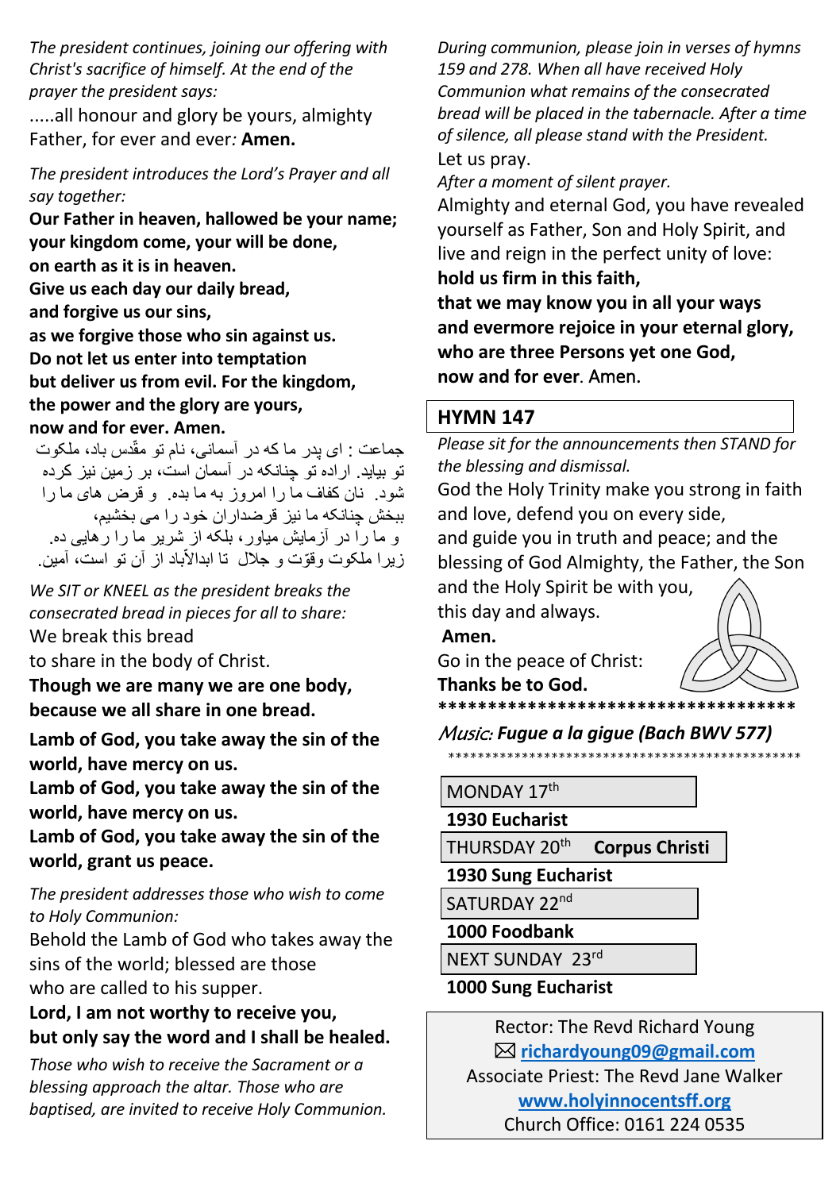*The president continues, joining our offering with Christ's sacrifice of himself. At the end of the prayer the president says:*

.....all honour and glory be yours, almighty Father, for ever and ever*:* **Amen.**

*The president introduces the Lord's Prayer and all say together:*

**Our Father in heaven, hallowed be your name;**
**your kingdom come, your will be done,**
**on earth as it is in heaven.**
**Give us each day our daily bread,**
**and forgive us our sins,**
**as we forgive those who sin against us.**
**Do not let us enter into temptation**
**but deliver us from evil. For the kingdom,**
**the power and the glory are yours,**
**now and for ever. Amen.**

جماعت : ای پدر ما که در آسمانی، نام تو مقّدس باد، ملکوت تو بیاید. اراده تو چنانکه در آسمان است، بر زمین نیز کرده شود. نان کفاف ما را امروز به ما بده. و قرض های ما را ببخش چنانکه ما نیز قرضداران خود را می بخشیم،
و ما را در آزمایش میاور، بلکه از شریر ما را رهایی ده.
زیرا ملکوت وقوّت و جلال تا ابدالآباد از آن تو است، آمین.

*We SIT or KNEEL as the president breaks the consecrated bread in pieces for all to share:*

We break this bread
to share in the body of Christ.
**Though we are many we are one body,**
**because we all share in one bread.**

**Lamb of God, you take away the sin of the world, have mercy on us.**
**Lamb of God, you take away the sin of the world, have mercy on us.**
**Lamb of God, you take away the sin of the world, grant us peace.**

*The president addresses those who wish to come to Holy Communion:*

Behold the Lamb of God who takes away the sins of the world; blessed are those
who are called to his supper.
**Lord, I am not worthy to receive you,**
**but only say the word and I shall be healed.**

*Those who wish to receive the Sacrament or a blessing approach the altar. Those who are baptised, are invited to receive Holy Communion.*

*During communion, please join in verses of hymns 159 and 278. When all have received Holy Communion what remains of the consecrated bread will be placed in the tabernacle. After a time of silence, all please stand with the President.*

Let us pray.
*After a moment of silent prayer.*

Almighty and eternal God, you have revealed yourself as Father, Son and Holy Spirit, and live and reign in the perfect unity of love:
**hold us firm in this faith,**
**that we may know you in all your ways**
**and evermore rejoice in your eternal glory,**
**who are three Persons yet one God,**
**now and for ever**. Amen.

## HYMN 147

*Please sit for the announcements then STAND for the blessing and dismissal.*

God the Holy Trinity make you strong in faith and love, defend you on every side,
and guide you in truth and peace; and the blessing of God Almighty, the Father, the Son and the Holy Spirit be with you,
this day and always.
**Amen.**

Go in the peace of Christ:
**Thanks be to God.**

***********************************

*Music:* ***Fugue a la gigue (Bach BWV 577)***

*************************************************

MONDAY 17th
**1930 Eucharist**

THURSDAY 20th **Corpus Christi**
**1930 Sung Eucharist**

SATURDAY 22nd
**1000 Foodbank**

NEXT SUNDAY 23rd
**1000 Sung Eucharist**

Rector: The Revd Richard Young
✉ richardyoung09@gmail.com
Associate Priest: The Revd Jane Walker
www.holyinnocentsff.org
Church Office: 0161 224 0535